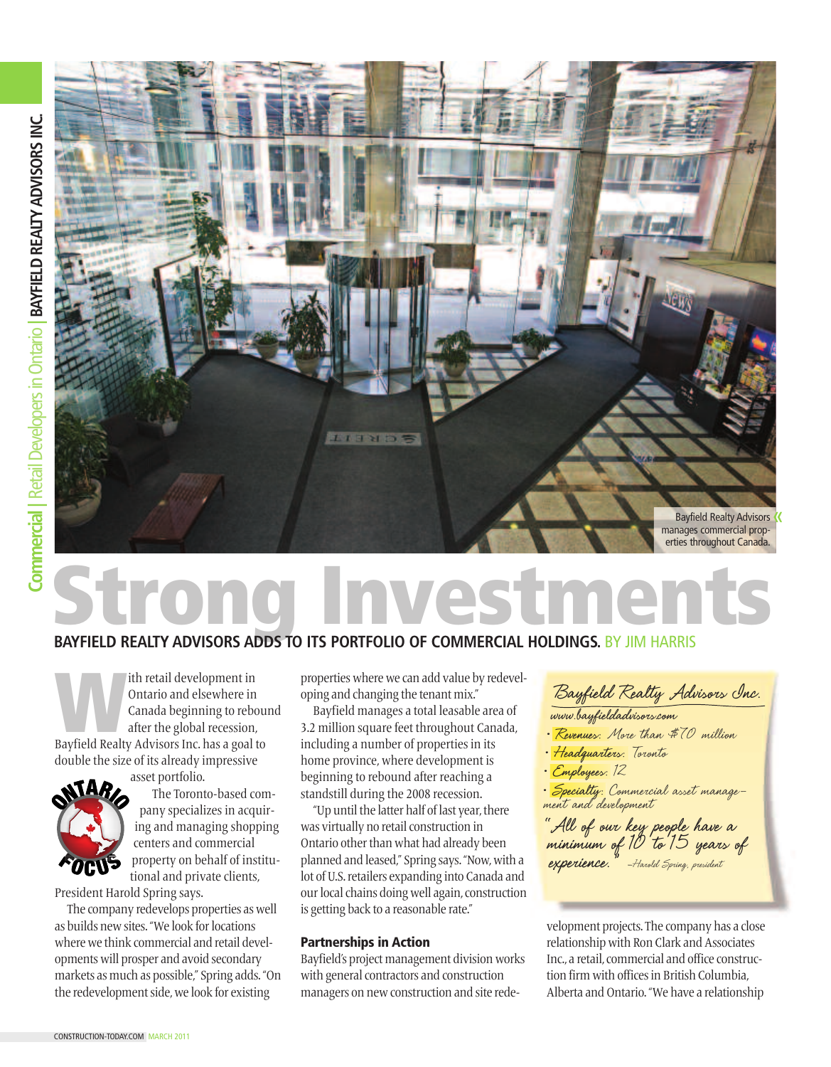Bayfield Realty Advisors manages commercial properties throughout Canada.

# Strong Investments

**BAYFIELD REALTY ADVISORS ADDS TO ITS PORTFOLIO OF COMMERCIAL HOLDINGS.** BY JIM HARRIS

With retail development in Ontario and elsewhere in Canada beginning to rebound after the global recession, Bayfield Realty Advisors Inc. has a goal to double the size of its already impressive asset portfolio.

The Toronto-based company specializes in acquiring and managing shopping centers and commercial property on behalf of institutional and private clients, President Harold Spring says.

The company redevelops properties as well as builds new sites. "We look for locations where we think commercial and retail developments will prosper and avoid secondary markets as much as possible," Spring adds. "On the redevelopment side, we look for existing properties where we can add value by redeveloping and changing the tenant mix."

Bayfield manages a total leasable area of 3.2 million square feet throughout Canada, including a number of properties in its home province, where development is beginning to rebound after reaching a standstill during the 2008 recession.

"Up until the latter half of last year, there was virtually no retail construction in Ontario other than what had already been planned and leased," Spring says. "Now, with a lot of U.S. retailers expanding into Canada and our local chains doing well again, construction is getting back to a reasonable rate."

> **Bayfield Realty Advisors Inc.**
> www.bayfieldadvisors.com
> - **Revenues:** More than $70 million
> - **Headquarters:** Toronto
> - **Employees:** 12
> - **Specialty:** Commercial asset management and development
>
> "All of our key people have a minimum of 10 to 15 years of experience." –Harold Spring, president

## Partnerships in Action

Bayfield's project management division works with general contractors and construction managers on new construction and site redevelopment projects. The company has a close relationship with Ron Clark and Associates Inc., a retail, commercial and office construction firm with offices in British Columbia, Alberta and Ontario. "We have a relationship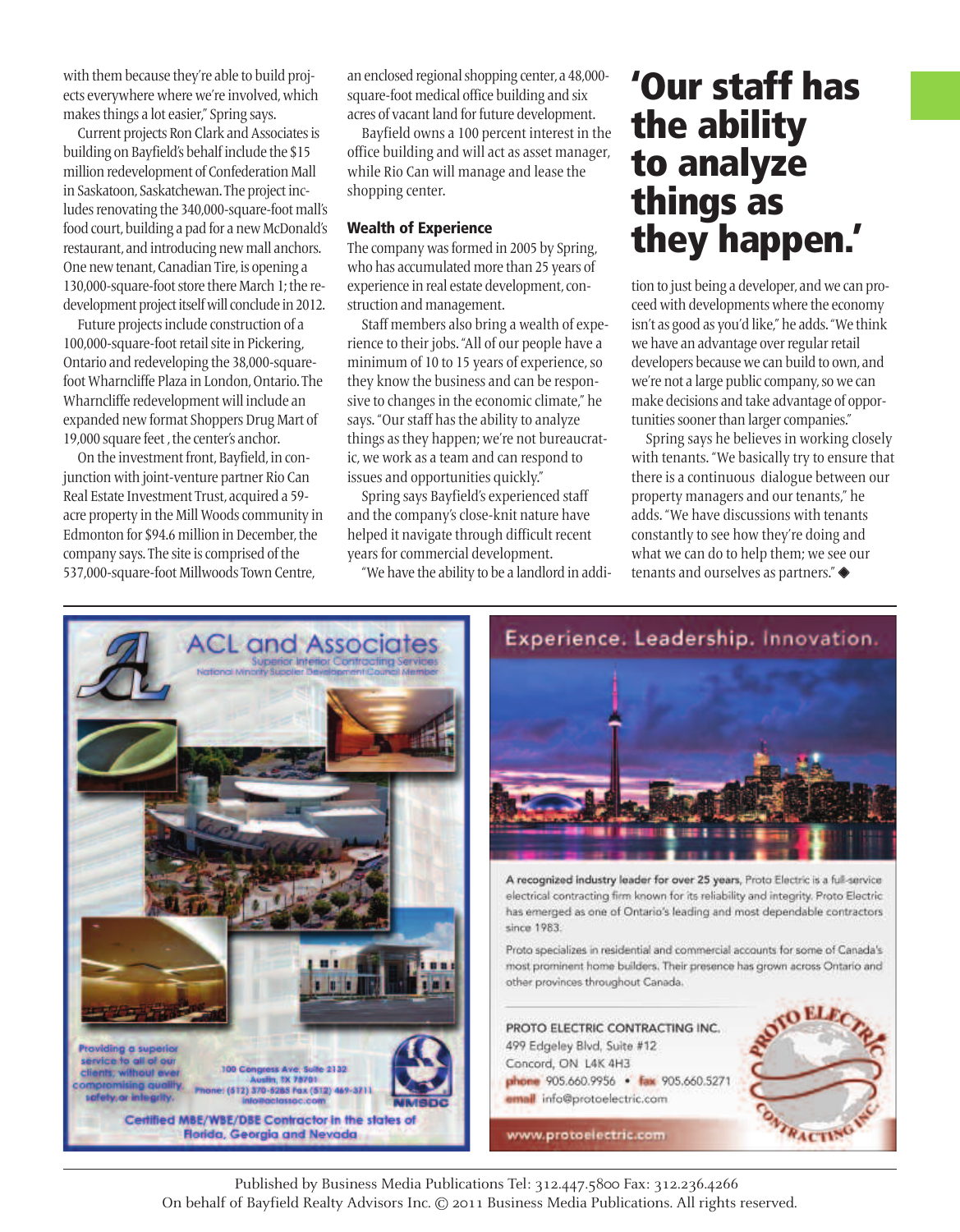with them because they're able to build projects everywhere where we're involved, which makes things a lot easier," Spring says.

Current projects Ron Clark and Associates is building on Bayfield's behalf include the $15 million redevelopment of Confederation Mall in Saskatoon, Saskatchewan. The project includes renovating the 340,000-square-foot mall's food court, building a pad for a new McDonald's restaurant, and introducing new mall anchors. One new tenant, Canadian Tire, is opening a 130,000-square-foot store there March 1; the redevelopment project itself will conclude in 2012.

Future projects include construction of a 100,000-square-foot retail site in Pickering, Ontario and redeveloping the 38,000-square-foot Wharncliffe Plaza in London, Ontario. The Wharncliffe redevelopment will include an expanded new format Shoppers Drug Mart of 19,000 square feet , the center's anchor.

On the investment front, Bayfield, in conjunction with joint-venture partner Rio Can Real Estate Investment Trust, acquired a 59-acre property in the Mill Woods community in Edmonton for $94.6 million in December, the company says. The site is comprised of the 537,000-square-foot Millwoods Town Centre, an enclosed regional shopping center, a 48,000-square-foot medical office building and six acres of vacant land for future development.

Bayfield owns a 100 percent interest in the office building and will act as asset manager, while Rio Can will manage and lease the shopping center.

### Wealth of Experience

The company was formed in 2005 by Spring, who has accumulated more than 25 years of experience in real estate development, construction and management.

Staff members also bring a wealth of experience to their jobs. "All of our people have a minimum of 10 to 15 years of experience, so they know the business and can be responsive to changes in the economic climate," he says. "Our staff has the ability to analyze things as they happen; we're not bureaucratic, we work as a team and can respond to issues and opportunities quickly."

Spring says Bayfield's experienced staff and the company's close-knit nature have helped it navigate through difficult recent years for commercial development.

"We have the ability to be a landlord in addition to just being a developer, and we can proceed with developments where the economy isn't as good as you'd like," he adds. "We think we have an advantage over regular retail developers because we can build to own, and we're not a large public company, so we can make decisions and take advantage of opportunities sooner than larger companies."

## 'Our staff has the ability to analyze things as they happen.'

Spring says he believes in working closely with tenants. "We basically try to ensure that there is a continuous dialogue between our property managers and our tenants," he adds. "We have discussions with tenants constantly to see how they're doing and what we can do to help them; we see our tenants and ourselves as partners." ◆

---

**ACL and Associates**
Superior Interior Contracting Services
National Minority Supplier Development Council Member

Providing a superior service to all of our clients, without ever compromising quality, safety, or integrity.

100 Congress Ave. Suite 2132
Austin, TX 78701
Phone: (512) 370-5285 Fax (512) 469-3711
info@aclassoc.com

NMSDC

Certified MBE/WBE/DBE Contractor in the states of Florida, Georgia and Nevada

---

**Experience. Leadership. Innovation.**

**A recognized industry leader for over 25 years**, Proto Electric is a full-service electrical contracting firm known for its reliability and integrity. Proto Electric has emerged as one of Ontario's leading and most dependable contractors since 1983.

Proto specializes in residential and commercial accounts for some of Canada's most prominent home builders. Their presence has grown across Ontario and other provinces throughout Canada.

PROTO ELECTRIC CONTRACTING INC.
499 Edgeley Blvd, Suite #12
Concord, ON L4K 4H3
phone 905.660.9956 • fax 905.660.5271
email info@protoelectric.com

www.protoelectric.com

---

Published by Business Media Publications Tel: 312.447.5800 Fax: 312.236.4266
On behalf of Bayfield Realty Advisors Inc. © 2011 Business Media Publications. All rights reserved.